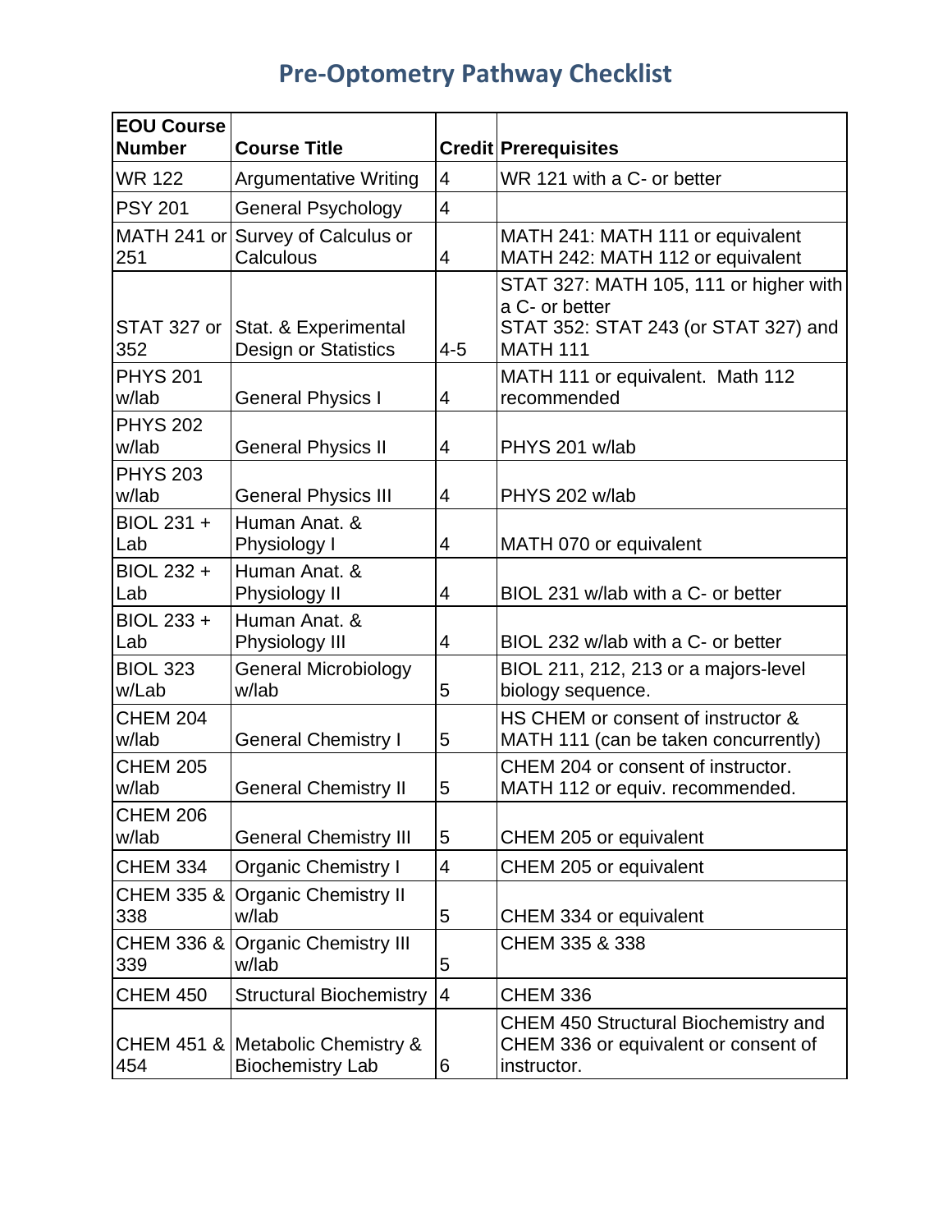# Pre-Optometry Pathway Checklist

| EOU Course Number | Course Title | Credit | Prerequisites |
|---|---|---|---|
| WR 122 | Argumentative Writing | 4 | WR 121 with a C- or better |
| PSY 201 | General Psychology | 4 | |
| MATH 241 or 251 | Survey of Calculus or Calculous | 4 | MATH 241: MATH 111 or equivalent<br>MATH 242: MATH 112 or equivalent |
| STAT 327 or 352 | Stat. & Experimental Design or Statistics | 4-5 | STAT 327: MATH 105, 111 or higher with a C- or better<br>STAT 352: STAT 243 (or STAT 327) and MATH 111 |
| PHYS 201 w/lab | General Physics I | 4 | MATH 111 or equivalent. Math 112 recommended |
| PHYS 202 w/lab | General Physics II | 4 | PHYS 201 w/lab |
| PHYS 203 w/lab | General Physics III | 4 | PHYS 202 w/lab |
| BIOL 231 + Lab | Human Anat. & Physiology I | 4 | MATH 070 or equivalent |
| BIOL 232 + Lab | Human Anat. & Physiology II | 4 | BIOL 231 w/lab with a C- or better |
| BIOL 233 + Lab | Human Anat. & Physiology III | 4 | BIOL 232 w/lab with a C- or better |
| BIOL 323 w/Lab | General Microbiology w/lab | 5 | BIOL 211, 212, 213 or a majors-level biology sequence. |
| CHEM 204 w/lab | General Chemistry I | 5 | HS CHEM or consent of instructor & MATH 111 (can be taken concurrently) |
| CHEM 205 w/lab | General Chemistry II | 5 | CHEM 204 or consent of instructor. MATH 112 or equiv. recommended. |
| CHEM 206 w/lab | General Chemistry III | 5 | CHEM 205 or equivalent |
| CHEM 334 | Organic Chemistry I | 4 | CHEM 205 or equivalent |
| CHEM 335 & 338 | Organic Chemistry II w/lab | 5 | CHEM 334 or equivalent |
| CHEM 336 & 339 | Organic Chemistry III w/lab | 5 | CHEM 335 & 338 |
| CHEM 450 | Structural Biochemistry | 4 | CHEM 336 |
| CHEM 451 & 454 | Metabolic Chemistry & Biochemistry Lab | 6 | CHEM 450 Structural Biochemistry and CHEM 336 or equivalent or consent of instructor. |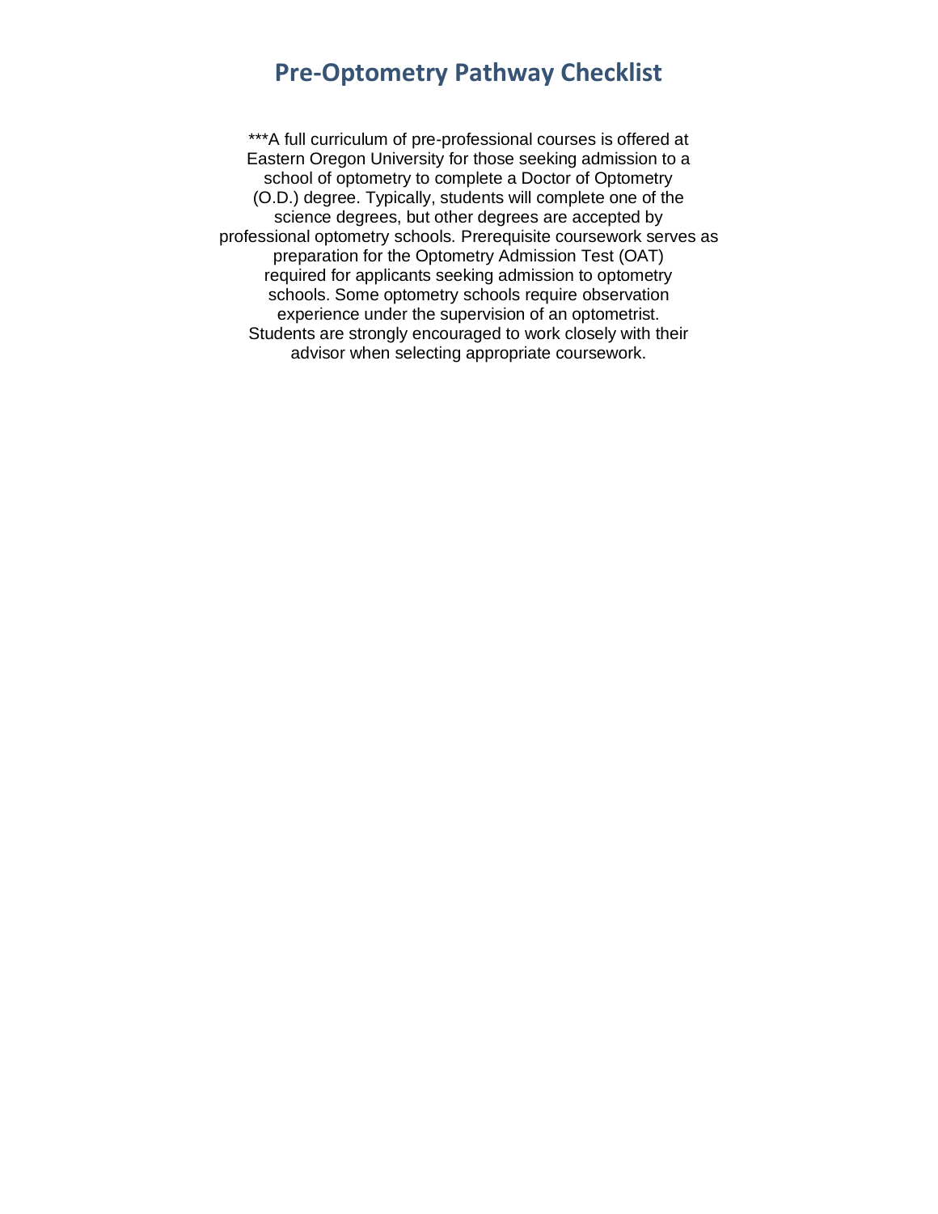# Pre-Optometry Pathway Checklist

***A full curriculum of pre-professional courses is offered at Eastern Oregon University for those seeking admission to a school of optometry to complete a Doctor of Optometry (O.D.) degree. Typically, students will complete one of the science degrees, but other degrees are accepted by professional optometry schools. Prerequisite coursework serves as preparation for the Optometry Admission Test (OAT) required for applicants seeking admission to optometry schools. Some optometry schools require observation experience under the supervision of an optometrist. Students are strongly encouraged to work closely with their advisor when selecting appropriate coursework.